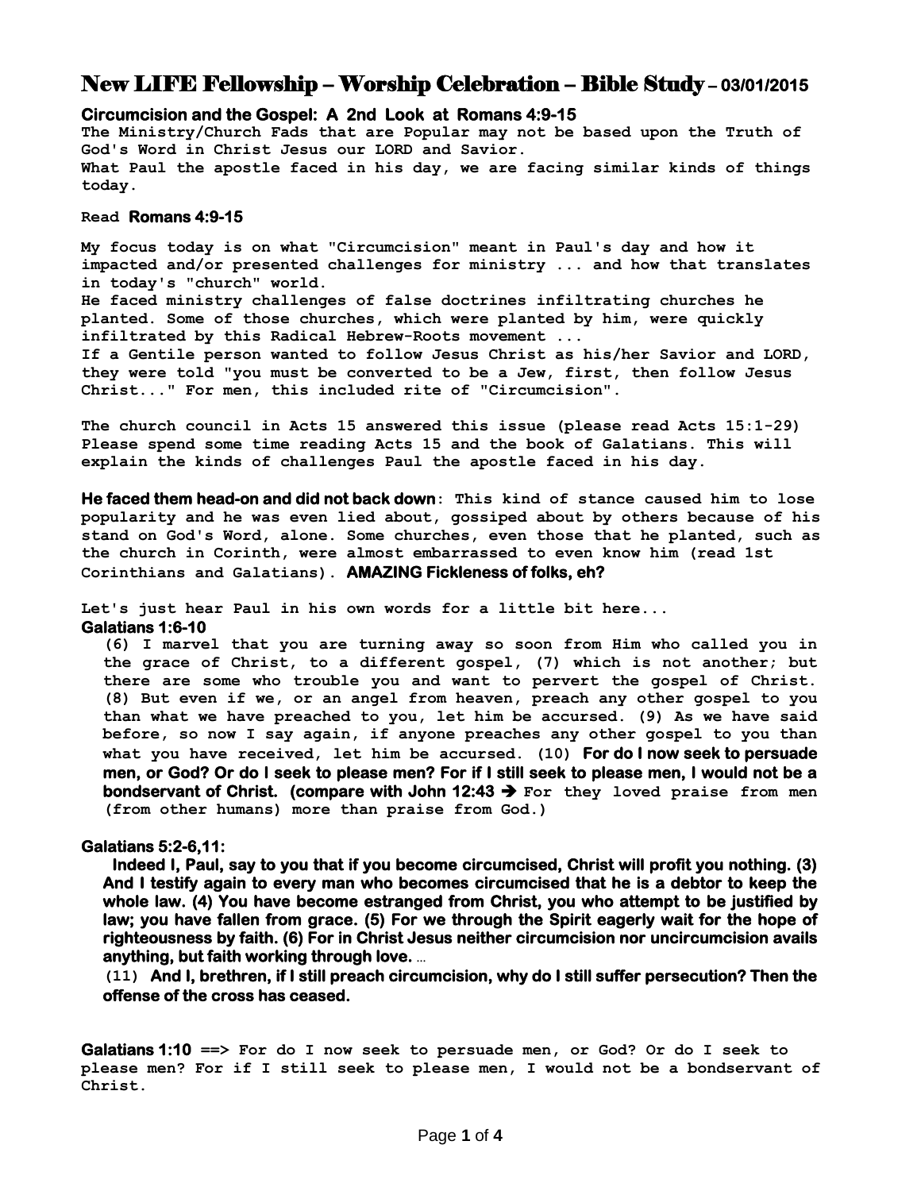# New LIFE Fellowship – Worship Celebration – Bible Study – 03/01/2015

## Circumcision and the Gospel: A 2nd Look at Romans 4:9-15

The Ministry/Church Fads that are Popular may not be based upon the Truth of God's Word in Christ Jesus our LORD and Savior.
What Paul the apostle faced in his day, we are facing similar kinds of things today.

Read **Romans 4:9-15**

My focus today is on what "Circumcision" meant in Paul's day and how it impacted and/or presented challenges for ministry ... and how that translates in today's "church" world.
He faced ministry challenges of false doctrines infiltrating churches he planted. Some of those churches, which were planted by him, were quickly infiltrated by this Radical Hebrew-Roots movement ...
If a Gentile person wanted to follow Jesus Christ as his/her Savior and LORD, they were told "you must be converted to be a Jew, first, then follow Jesus Christ..." For men, this included rite of "Circumcision".

The church council in Acts 15 answered this issue (please read Acts 15:1-29) Please spend some time reading Acts 15 and the book of Galatians. This will explain the kinds of challenges Paul the apostle faced in his day.

**He faced them head-on and did not back down**: This kind of stance caused him to lose popularity and he was even lied about, gossiped about by others because of his stand on God's Word, alone. Some churches, even those that he planted, such as the church in Corinth, were almost embarrassed to even know him (read 1st Corinthians and Galatians). **AMAZING Fickleness of folks, eh?**

Let's just hear Paul in his own words for a little bit here...

**Galatians 1:6-10**

> (6) I marvel that you are turning away so soon from Him who called you in the grace of Christ, to a different gospel, (7) which is not another; but there are some who trouble you and want to pervert the gospel of Christ. (8) But even if we, or an angel from heaven, preach any other gospel to you than what we have preached to you, let him be accursed. (9) As we have said before, so now I say again, if anyone preaches any other gospel to you than what you have received, let him be accursed. (10) **For do I now seek to persuade men, or God? Or do I seek to please men? For if I still seek to please men, I would not be a bondservant of Christ. (compare with John 12:43 ➔** For they loved praise from men (from other humans) more than praise from God.)

**Galatians 5:2-6,11:**

> **Indeed I, Paul, say to you that if you become circumcised, Christ will profit you nothing. (3) And I testify again to every man who becomes circumcised that he is a debtor to keep the whole law. (4) You have become estranged from Christ, you who attempt to be justified by law; you have fallen from grace. (5) For we through the Spirit eagerly wait for the hope of righteousness by faith. (6) For in Christ Jesus neither circumcision nor uncircumcision avails anything, but faith working through love.** ...
>
> (11) **And I, brethren, if I still preach circumcision, why do I still suffer persecution? Then the offense of the cross has ceased.**

**Galatians 1:10** ==> For do I now seek to persuade men, or God? Or do I seek to please men? For if I still seek to please men, I would not be a bondservant of Christ.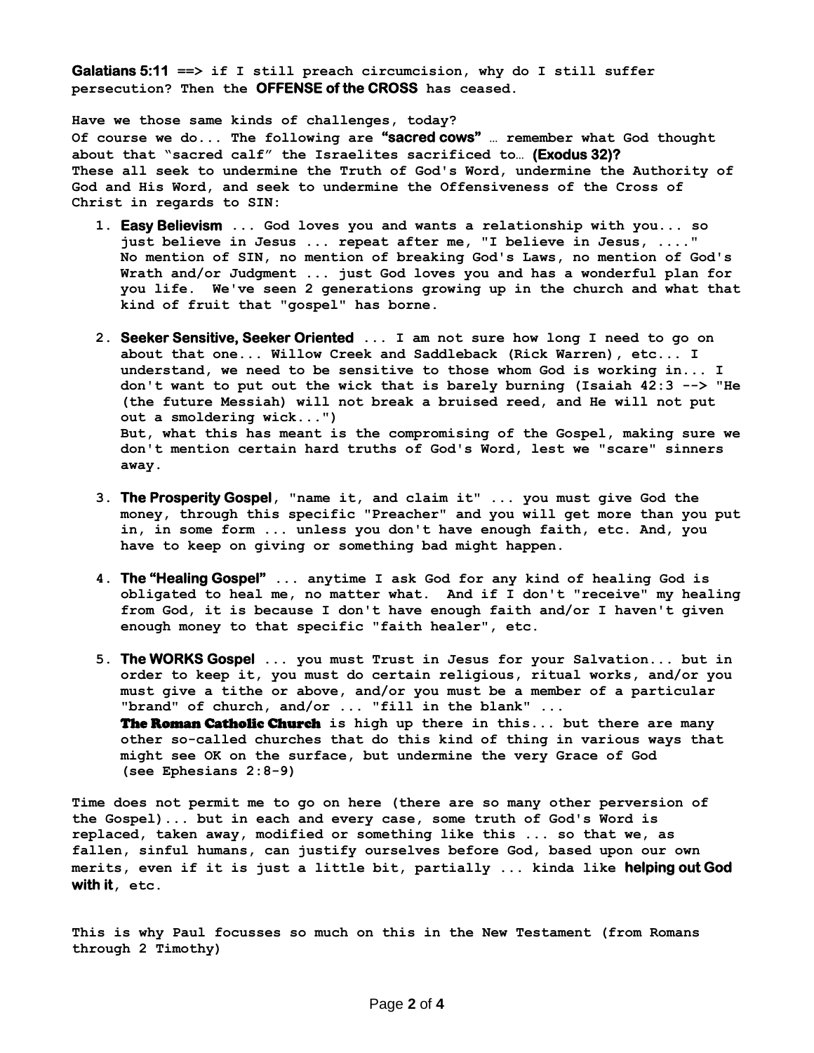**Galatians 5:11** ==> if I still preach circumcision, why do I still suffer persecution? Then the **OFFENSE of the CROSS** has ceased.

Have we those same kinds of challenges, today?
Of course we do... The following are **"sacred cows"** … remember what God thought about that "sacred calf" the Israelites sacrificed to… **(Exodus 32)?**
These all seek to undermine the Truth of God's Word, undermine the Authority of God and His Word, and seek to undermine the Offensiveness of the Cross of Christ in regards to SIN:

1. **Easy Believism** ... God loves you and wants a relationship with you... so just believe in Jesus ... repeat after me, "I believe in Jesus, ...." No mention of SIN, no mention of breaking God's Laws, no mention of God's Wrath and/or Judgment ... just God loves you and has a wonderful plan for you life. We've seen 2 generations growing up in the church and what that kind of fruit that "gospel" has borne.

2. **Seeker Sensitive, Seeker Oriented** ... I am not sure how long I need to go on about that one... Willow Creek and Saddleback (Rick Warren), etc... I understand, we need to be sensitive to those whom God is working in... I don't want to put out the wick that is barely burning (Isaiah 42:3 --> "He (the future Messiah) will not break a bruised reed, and He will not put out a smoldering wick...")
   But, what this has meant is the compromising of the Gospel, making sure we don't mention certain hard truths of God's Word, lest we "scare" sinners away.

3. **The Prosperity Gospel**, "name it, and claim it" ... you must give God the money, through this specific "Preacher" and you will get more than you put in, in some form ... unless you don't have enough faith, etc. And, you have to keep on giving or something bad might happen.

4. **The "Healing Gospel"** ... anytime I ask God for any kind of healing God is obligated to heal me, no matter what. And if I don't "receive" my healing from God, it is because I don't have enough faith and/or I haven't given enough money to that specific "faith healer", etc.

5. **The WORKS Gospel** ... you must Trust in Jesus for your Salvation... but in order to keep it, you must do certain religious, ritual works, and/or you must give a tithe or above, and/or you must be a member of a particular "brand" of church, and/or ... "fill in the blank" ...
   **The Roman Catholic Church** is high up there in this... but there are many other so-called churches that do this kind of thing in various ways that might see OK on the surface, but undermine the very Grace of God (see Ephesians 2:8-9)

Time does not permit me to go on here (there are so many other perversion of the Gospel)... but in each and every case, some truth of God's Word is replaced, taken away, modified or something like this ... so that we, as fallen, sinful humans, can justify ourselves before God, based upon our own merits, even if it is just a little bit, partially ... kinda like **helping out God with it**, etc.

This is why Paul focusses so much on this in the New Testament (from Romans through 2 Timothy)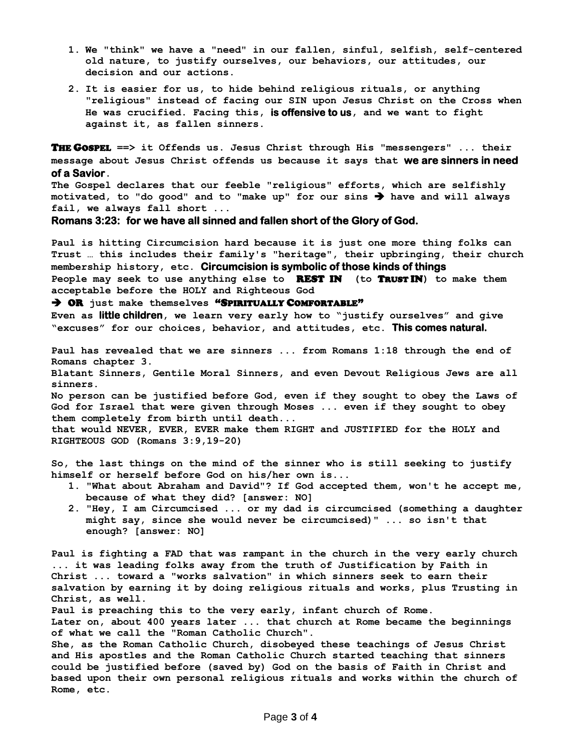1. We "think" we have a "need" in our fallen, sinful, selfish, self-centered old nature, to justify ourselves, our behaviors, our attitudes, our decision and our actions.
2. It is easier for us, to hide behind religious rituals, or anything "religious" instead of facing our SIN upon Jesus Christ on the Cross when He was crucified. Facing this, **is offensive to us**, and we want to fight against it, as fallen sinners.

**THE GOSPEL** ==> it Offends us. Jesus Christ through His "messengers" ... their message about Jesus Christ offends us because it says that **we are sinners in need of a Savior**.
The Gospel declares that our feeble "religious" efforts, which are selfishly motivated, to "do good" and to "make up" for our sins ➔ have and will always fail, we always fall short ...
**Romans 3:23: for we have all sinned and fallen short of the Glory of God.**

Paul is hitting Circumcision hard because it is just one more thing folks can Trust … this includes their family's "heritage", their upbringing, their church membership history, etc. **Circumcision is symbolic of those kinds of things**
People may seek to use anything else to **REST IN** (to **TRUST IN**) to make them acceptable before the HOLY and Righteous God
➔ **OR** just make themselves **"SPIRITUALLY COMFORTABLE"**
Even as **little children**, we learn very early how to "justify ourselves" and give "excuses" for our choices, behavior, and attitudes, etc. **This comes natural.**

Paul has revealed that we are sinners ... from Romans 1:18 through the end of Romans chapter 3.
Blatant Sinners, Gentile Moral Sinners, and even Devout Religious Jews are all sinners.
No person can be justified before God, even if they sought to obey the Laws of God for Israel that were given through Moses ... even if they sought to obey them completely from birth until death...
that would NEVER, EVER, EVER make them RIGHT and JUSTIFIED for the HOLY and RIGHTEOUS GOD (Romans 3:9,19-20)

So, the last things on the mind of the sinner who is still seeking to justify himself or herself before God on his/her own is...

1. "What about Abraham and David"? If God accepted them, won't he accept me, because of what they did? [answer: NO]
2. "Hey, I am Circumcised ... or my dad is circumcised (something a daughter might say, since she would never be circumcised)" ... so isn't that enough? [answer: NO]

Paul is fighting a FAD that was rampant in the church in the very early church ... it was leading folks away from the truth of Justification by Faith in Christ ... toward a "works salvation" in which sinners seek to earn their salvation by earning it by doing religious rituals and works, plus Trusting in Christ, as well.
Paul is preaching this to the very early, infant church of Rome.
Later on, about 400 years later ... that church at Rome became the beginnings of what we call the "Roman Catholic Church".
She, as the Roman Catholic Church, disobeyed these teachings of Jesus Christ and His apostles and the Roman Catholic Church started teaching that sinners could be justified before (saved by) God on the basis of Faith in Christ and based upon their own personal religious rituals and works within the church of Rome, etc.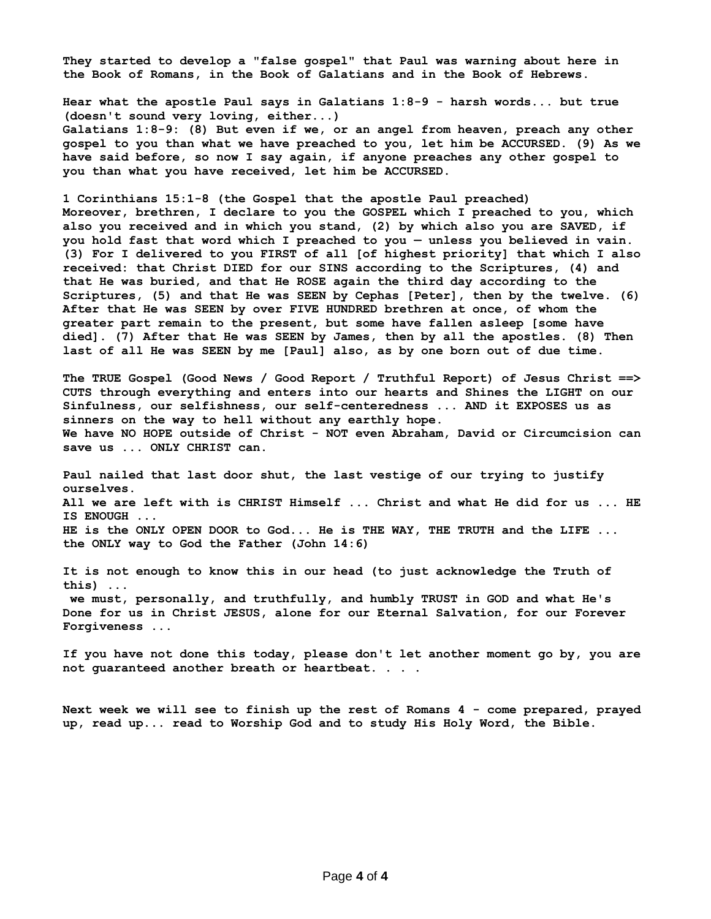**They started to develop a "false gospel" that Paul was warning about here in the Book of Romans, in the Book of Galatians and in the Book of Hebrews.**

**Hear what the apostle Paul says in Galatians 1:8-9 - harsh words... but true (doesn't sound very loving, either...)**
**Galatians 1:8-9: (8) But even if we, or an angel from heaven, preach any other gospel to you than what we have preached to you, let him be ACCURSED. (9) As we have said before, so now I say again, if anyone preaches any other gospel to you than what you have received, let him be ACCURSED.**

**1 Corinthians 15:1-8 (the Gospel that the apostle Paul preached)**
**Moreover, brethren, I declare to you the GOSPEL which I preached to you, which also you received and in which you stand, (2) by which also you are SAVED, if you hold fast that word which I preached to you — unless you believed in vain. (3) For I delivered to you FIRST of all [of highest priority] that which I also received: that Christ DIED for our SINS according to the Scriptures, (4) and that He was buried, and that He ROSE again the third day according to the Scriptures, (5) and that He was SEEN by Cephas [Peter], then by the twelve. (6) After that He was SEEN by over FIVE HUNDRED brethren at once, of whom the greater part remain to the present, but some have fallen asleep [some have died]. (7) After that He was SEEN by James, then by all the apostles. (8) Then last of all He was SEEN by me [Paul] also, as by one born out of due time.**

**The TRUE Gospel (Good News / Good Report / Truthful Report) of Jesus Christ ==> CUTS through everything and enters into our hearts and Shines the LIGHT on our Sinfulness, our selfishness, our self-centeredness ... AND it EXPOSES us as sinners on the way to hell without any earthly hope.**
**We have NO HOPE outside of Christ - NOT even Abraham, David or Circumcision can save us ... ONLY CHRIST can.**

**Paul nailed that last door shut, the last vestige of our trying to justify ourselves.**
**All we are left with is CHRIST Himself ... Christ and what He did for us ... HE IS ENOUGH ...**
**HE is the ONLY OPEN DOOR to God... He is THE WAY, THE TRUTH and the LIFE ... the ONLY way to God the Father (John 14:6)**

**It is not enough to know this in our head (to just acknowledge the Truth of this) ...**
**we must, personally, and truthfully, and humbly TRUST in GOD and what He's Done for us in Christ JESUS, alone for our Eternal Salvation, for our Forever Forgiveness ...**

**If you have not done this today, please don't let another moment go by, you are not guaranteed another breath or heartbeat. . . .**

**Next week we will see to finish up the rest of Romans 4 - come prepared, prayed up, read up... read to Worship God and to study His Holy Word, the Bible.**